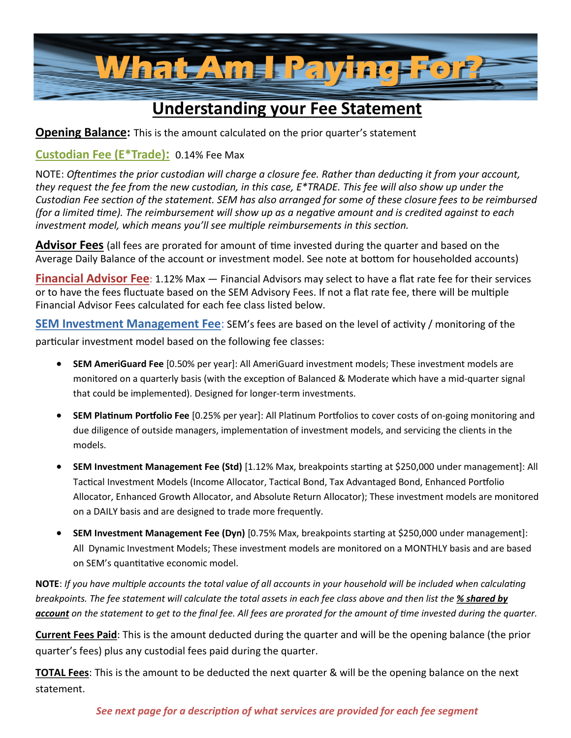# What Am I Paying For?

## Understanding your Fee Statement

**Opening Balance:** This is the amount calculated on the prior quarter's statement

**Custodian Fee (E*Trade):** 0.14% Fee Max

NOTE: *Oftentimes the prior custodian will charge a closure fee. Rather than deducting it from your account, they request the fee from the new custodian, in this case, E*TRADE. This fee will also show up under the Custodian Fee section of the statement. SEM has also arranged for some of these closure fees to be reimbursed (for a limited time). The reimbursement will show up as a negative amount and is credited against to each investment model, which means you'll see multiple reimbursements in this section.*

**Advisor Fees** (all fees are prorated for amount of time invested during the quarter and based on the Average Daily Balance of the account or investment model. See note at bottom for householded accounts)

**Financial Advisor Fee**: 1.12% Max — Financial Advisors may select to have a flat rate fee for their services or to have the fees fluctuate based on the SEM Advisory Fees. If not a flat rate fee, there will be multiple Financial Advisor Fees calculated for each fee class listed below.

**SEM Investment Management Fee**: SEM's fees are based on the level of activity / monitoring of the particular investment model based on the following fee classes:

- **SEM AmeriGuard Fee** [0.50% per year]: All AmeriGuard investment models; These investment models are monitored on a quarterly basis (with the exception of Balanced & Moderate which have a mid-quarter signal that could be implemented). Designed for longer-term investments.
- **SEM Platinum Portfolio Fee** [0.25% per year]: All Platinum Portfolios to cover costs of on-going monitoring and due diligence of outside managers, implementation of investment models, and servicing the clients in the models.
- **SEM Investment Management Fee (Std)** [1.12% Max, breakpoints starting at $250,000 under management]: All Tactical Investment Models (Income Allocator, Tactical Bond, Tax Advantaged Bond, Enhanced Portfolio Allocator, Enhanced Growth Allocator, and Absolute Return Allocator); These investment models are monitored on a DAILY basis and are designed to trade more frequently.
- **SEM Investment Management Fee (Dyn)** [0.75% Max, breakpoints starting at $250,000 under management]: All Dynamic Investment Models; These investment models are monitored on a MONTHLY basis and are based on SEM's quantitative economic model.

**NOTE**: *If you have multiple accounts the total value of all accounts in your household will be included when calculating breakpoints. The fee statement will calculate the total assets in each fee class above and then list the **% shared by account** on the statement to get to the final fee. All fees are prorated for the amount of time invested during the quarter.*

**Current Fees Paid**: This is the amount deducted during the quarter and will be the opening balance (the prior quarter's fees) plus any custodial fees paid during the quarter.

**TOTAL Fees**: This is the amount to be deducted the next quarter & will be the opening balance on the next statement.

***See next page for a description of what services are provided for each fee segment***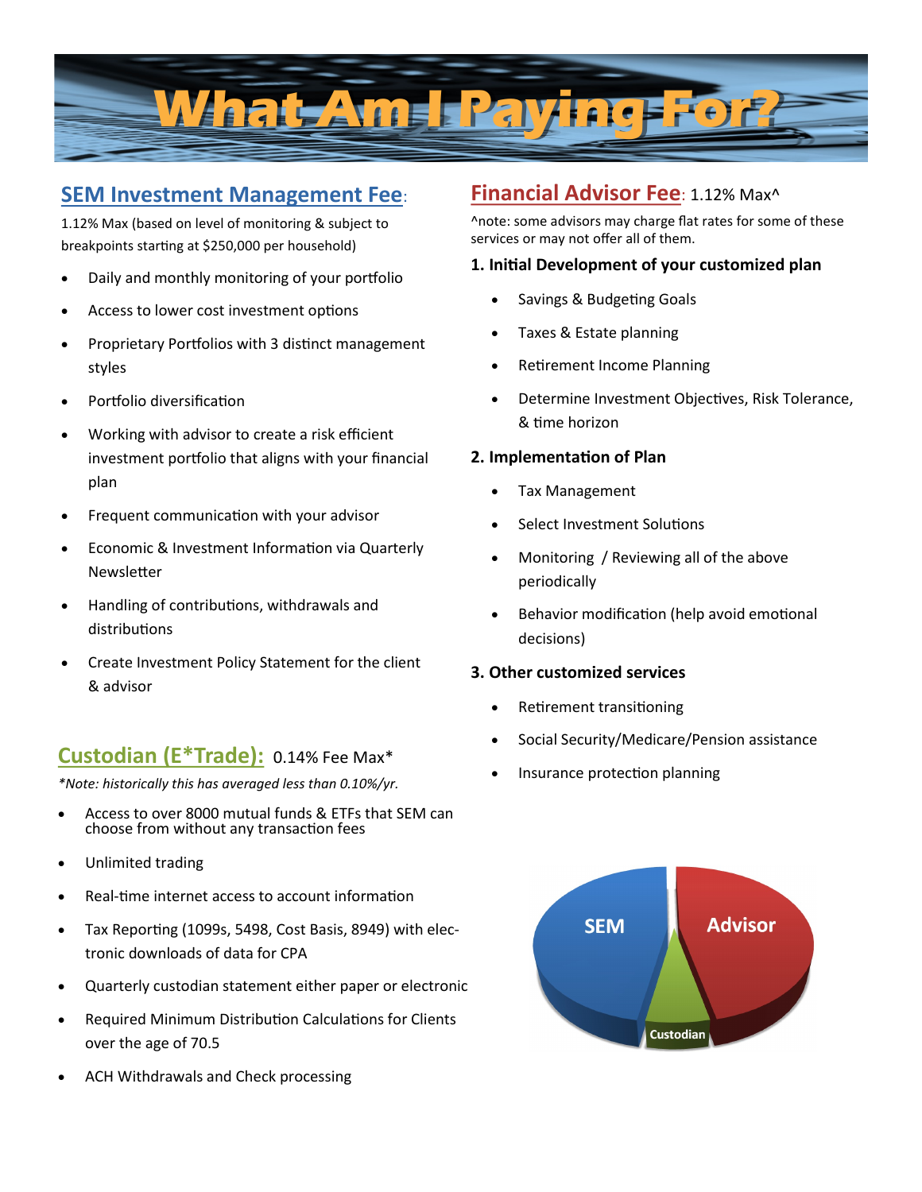# What Am I Paying For?

## SEM Investment Management Fee:

1.12% Max (based on level of monitoring & subject to breakpoints starting at $250,000 per household)

- Daily and monthly monitoring of your portfolio
- Access to lower cost investment options
- Proprietary Portfolios with 3 distinct management styles
- Portfolio diversification
- Working with advisor to create a risk efficient investment portfolio that aligns with your financial plan
- Frequent communication with your advisor
- Economic & Investment Information via Quarterly Newsletter
- Handling of contributions, withdrawals and distributions
- Create Investment Policy Statement for the client & advisor

## Custodian (E*Trade): 0.14% Fee Max*

*Note: historically this has averaged less than 0.10%/yr.*

- Access to over 8000 mutual funds & ETFs that SEM can choose from without any transaction fees
- Unlimited trading
- Real-time internet access to account information
- Tax Reporting (1099s, 5498, Cost Basis, 8949) with electronic downloads of data for CPA
- Quarterly custodian statement either paper or electronic
- Required Minimum Distribution Calculations for Clients over the age of 70.5
- ACH Withdrawals and Check processing

## Financial Advisor Fee: 1.12% Max^

^note: some advisors may charge flat rates for some of these services or may not offer all of them.

**1. Initial Development of your customized plan**

- Savings & Budgeting Goals
- Taxes & Estate planning
- Retirement Income Planning
- Determine Investment Objectives, Risk Tolerance, & time horizon

**2. Implementation of Plan**

- Tax Management
- Select Investment Solutions
- Monitoring / Reviewing all of the above periodically
- Behavior modification (help avoid emotional decisions)

**3. Other customized services**

- Retirement transitioning
- Social Security/Medicare/Pension assistance
- Insurance protection planning

SEM

Advisor

Custodian